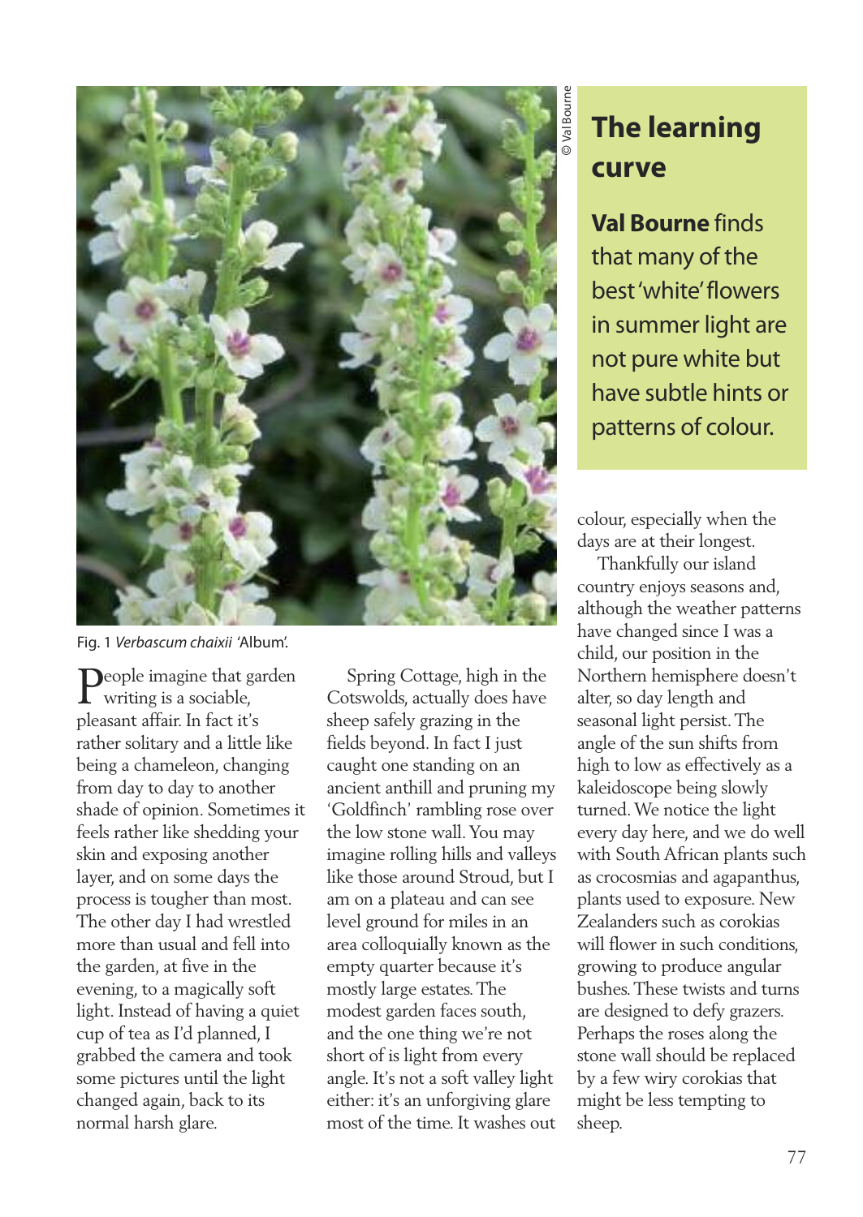# The learning curve

**Val Bourne** finds that many of the best 'white' flowers in summer light are not pure white but have subtle hints or patterns of colour.

© Val Bourne

Fig. 1 *Verbascum chaixii* 'Album'.

People imagine that garden writing is a sociable, pleasant affair. In fact it's rather solitary and a little like being a chameleon, changing from day to day to another shade of opinion. Sometimes it feels rather like shedding your skin and exposing another layer, and on some days the process is tougher than most. The other day I had wrestled more than usual and fell into the garden, at five in the evening, to a magically soft light. Instead of having a quiet cup of tea as I'd planned, I grabbed the camera and took some pictures until the light changed again, back to its normal harsh glare.

Spring Cottage, high in the Cotswolds, actually does have sheep safely grazing in the fields beyond. In fact I just caught one standing on an ancient anthill and pruning my 'Goldfinch' rambling rose over the low stone wall. You may imagine rolling hills and valleys like those around Stroud, but I am on a plateau and can see level ground for miles in an area colloquially known as the empty quarter because it's mostly large estates. The modest garden faces south, and the one thing we're not short of is light from every angle. It's not a soft valley light either: it's an unforgiving glare most of the time. It washes out colour, especially when the days are at their longest.

Thankfully our island country enjoys seasons and, although the weather patterns have changed since I was a child, our position in the Northern hemisphere doesn't alter, so day length and seasonal light persist. The angle of the sun shifts from high to low as effectively as a kaleidoscope being slowly turned. We notice the light every day here, and we do well with South African plants such as crocosmias and agapanthus, plants used to exposure. New Zealanders such as corokias will flower in such conditions, growing to produce angular bushes. These twists and turns are designed to defy grazers. Perhaps the roses along the stone wall should be replaced by a few wiry corokias that might be less tempting to sheep.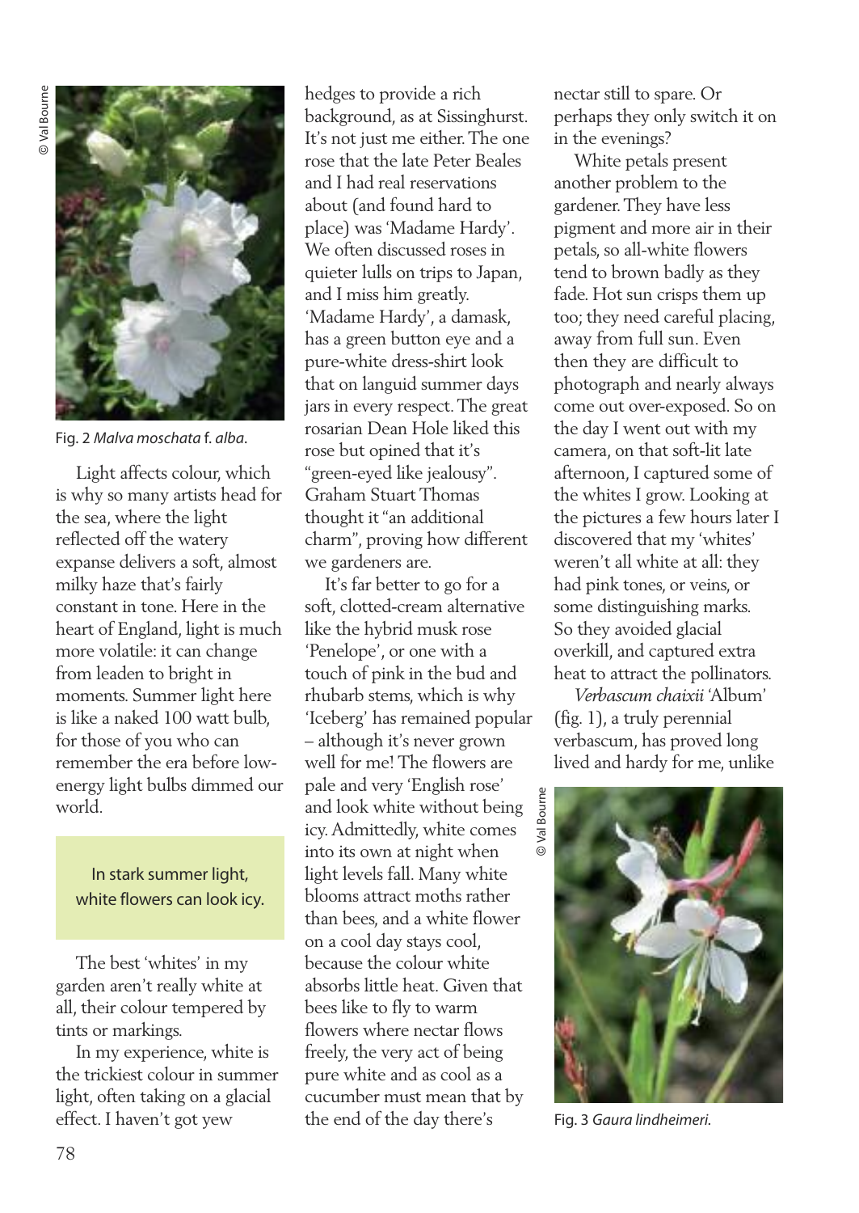Fig. 2 *Malva moschata* f. *alba*.

Light affects colour, which is why so many artists head for the sea, where the light reflected off the watery expanse delivers a soft, almost milky haze that's fairly constant in tone. Here in the heart of England, light is much more volatile: it can change from leaden to bright in moments. Summer light here is like a naked 100 watt bulb, for those of you who can remember the era before low-energy light bulbs dimmed our world.

> In stark summer light, white flowers can look icy.

The best 'whites' in my garden aren't really white at all, their colour tempered by tints or markings.

In my experience, white is the trickiest colour in summer light, often taking on a glacial effect. I haven't got yew hedges to provide a rich background, as at Sissinghurst. It's not just me either. The one rose that the late Peter Beales and I had real reservations about (and found hard to place) was 'Madame Hardy'. We often discussed roses in quieter lulls on trips to Japan, and I miss him greatly. 'Madame Hardy', a damask, has a green button eye and a pure-white dress-shirt look that on languid summer days jars in every respect. The great rosarian Dean Hole liked this rose but opined that it's "green-eyed like jealousy". Graham Stuart Thomas thought it "an additional charm", proving how different we gardeners are.

It's far better to go for a soft, clotted-cream alternative like the hybrid musk rose 'Penelope', or one with a touch of pink in the bud and rhubarb stems, which is why 'Iceberg' has remained popular – although it's never grown well for me! The flowers are pale and very 'English rose' and look white without being icy. Admittedly, white comes into its own at night when light levels fall. Many white blooms attract moths rather than bees, and a white flower on a cool day stays cool, because the colour white absorbs little heat. Given that bees like to fly to warm flowers where nectar flows freely, the very act of being pure white and as cool as a cucumber must mean that by the end of the day there's nectar still to spare. Or perhaps they only switch it on in the evenings?

White petals present another problem to the gardener. They have less pigment and more air in their petals, so all-white flowers tend to brown badly as they fade. Hot sun crisps them up too; they need careful placing, away from full sun. Even then they are difficult to photograph and nearly always come out over-exposed. So on the day I went out with my camera, on that soft-lit late afternoon, I captured some of the whites I grow. Looking at the pictures a few hours later I discovered that my 'whites' weren't all white at all: they had pink tones, or veins, or some distinguishing marks. So they avoided glacial overkill, and captured extra heat to attract the pollinators.

*Verbascum chaixii* 'Album' (fig. 1), a truly perennial verbascum, has proved long lived and hardy for me, unlike

Fig. 3 *Gaura lindheimeri*.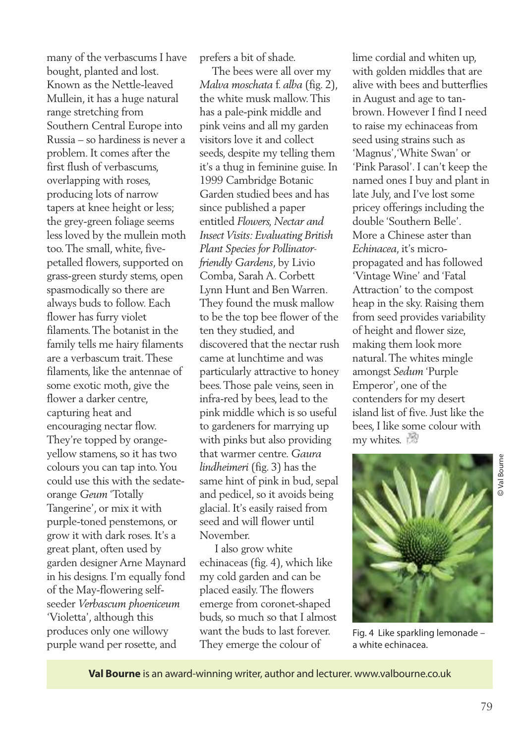many of the verbascums I have bought, planted and lost. Known as the Nettle-leaved Mullein, it has a huge natural range stretching from Southern Central Europe into Russia – so hardiness is never a problem. It comes after the first flush of verbascums, overlapping with roses, producing lots of narrow tapers at knee height or less; the grey-green foliage seems less loved by the mullein moth too. The small, white, five-petalled flowers, supported on grass-green sturdy stems, open spasmodically so there are always buds to follow. Each flower has furry violet filaments. The botanist in the family tells me hairy filaments are a verbascum trait. These filaments, like the antennae of some exotic moth, give the flower a darker centre, capturing heat and encouraging nectar flow. They're topped by orange-yellow stamens, so it has two colours you can tap into. You could use this with the sedate-orange *Geum* 'Totally Tangerine', or mix it with purple-toned penstemons, or grow it with dark roses. It's a great plant, often used by garden designer Arne Maynard in his designs. I'm equally fond of the May-flowering self-seeder *Verbascum phoeniceum* 'Violetta', although this produces only one willowy purple wand per rosette, and prefers a bit of shade.

The bees were all over my *Malva moschata* f. *alba* (fig. 2), the white musk mallow. This has a pale-pink middle and pink veins and all my garden visitors love it and collect seeds, despite my telling them it's a thug in feminine guise. In 1999 Cambridge Botanic Garden studied bees and has since published a paper entitled *Flowers, Nectar and Insect Visits: Evaluating British Plant Species for Pollinator-friendly Gardens*, by Livio Comba, Sarah A. Corbett Lynn Hunt and Ben Warren. They found the musk mallow to be the top bee flower of the ten they studied, and discovered that the nectar rush came at lunchtime and was particularly attractive to honey bees. Those pale veins, seen in infra-red by bees, lead to the pink middle which is so useful to gardeners for marrying up with pinks but also providing that warmer centre. *Gaura lindheimeri* (fig. 3) has the same hint of pink in bud, sepal and pedicel, so it avoids being glacial. It's easily raised from seed and will flower until November.

I also grow white echinaceas (fig. 4), which like my cold garden and can be placed easily. The flowers emerge from coronet-shaped buds, so much so that I almost want the buds to last forever. They emerge the colour of lime cordial and whiten up, with golden middles that are alive with bees and butterflies in August and age to tan-brown. However I find I need to raise my echinaceas from seed using strains such as 'Magnus', 'White Swan' or 'Pink Parasol'. I can't keep the named ones I buy and plant in late July, and I've lost some pricey offerings including the double 'Southern Belle'. More a Chinese aster than *Echinacea*, it's micro-propagated and has followed 'Vintage Wine' and 'Fatal Attraction' to the compost heap in the sky. Raising them from seed provides variability of height and flower size, making them look more natural. The whites mingle amongst *Sedum* 'Purple Emperor', one of the contenders for my desert island list of five. Just like the bees, I like some colour with my whites.

© Val Bourne

Fig. 4 Like sparkling lemonade – a white echinacea.

**Val Bourne** is an award-winning writer, author and lecturer. www.valbourne.co.uk